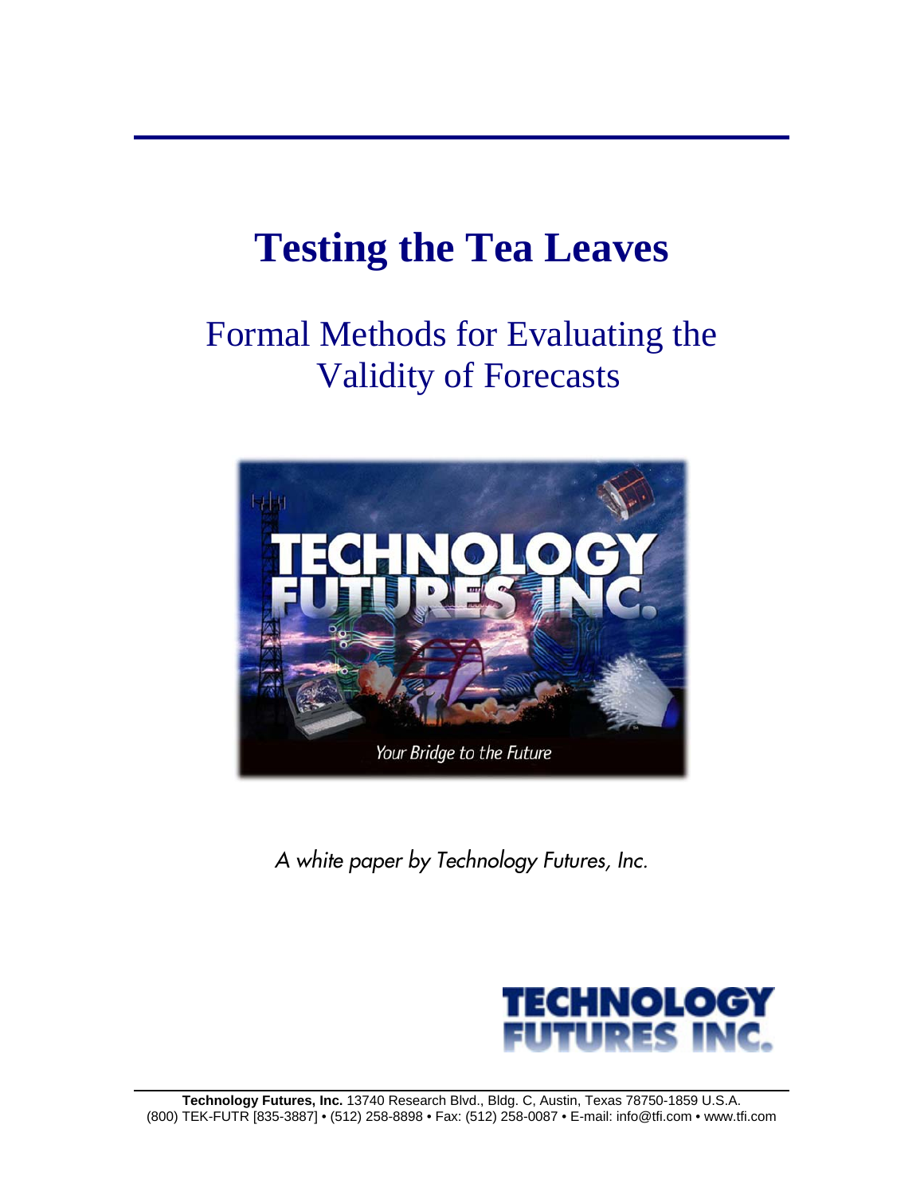# Testing the Tea Leaves

## Formal Methods for Evaluating the Validity of Forecasts

*A white paper by Technology Futures, Inc.*

**Technology Futures, Inc.** 13740 Research Blvd., Bldg. C, Austin, Texas 78750-1859 U.S.A.
(800) TEK-FUTR [835-3887] • (512) 258-8898 • Fax: (512) 258-0087 • E-mail: info@tfi.com • www.tfi.com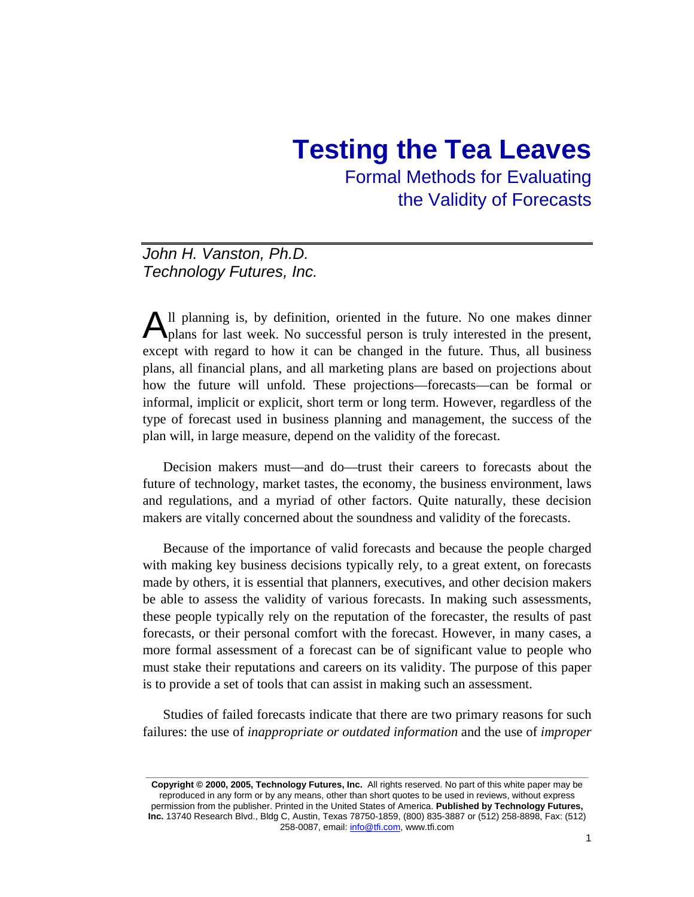# Testing the Tea Leaves

## Formal Methods for Evaluating the Validity of Forecasts

*John H. Vanston, Ph.D.*
*Technology Futures, Inc.*

All planning is, by definition, oriented in the future. No one makes dinner plans for last week. No successful person is truly interested in the present, except with regard to how it can be changed in the future. Thus, all business plans, all financial plans, and all marketing plans are based on projections about how the future will unfold. These projections—forecasts—can be formal or informal, implicit or explicit, short term or long term. However, regardless of the type of forecast used in business planning and management, the success of the plan will, in large measure, depend on the validity of the forecast.

Decision makers must—and do—trust their careers to forecasts about the future of technology, market tastes, the economy, the business environment, laws and regulations, and a myriad of other factors. Quite naturally, these decision makers are vitally concerned about the soundness and validity of the forecasts.

Because of the importance of valid forecasts and because the people charged with making key business decisions typically rely, to a great extent, on forecasts made by others, it is essential that planners, executives, and other decision makers be able to assess the validity of various forecasts. In making such assessments, these people typically rely on the reputation of the forecaster, the results of past forecasts, or their personal comfort with the forecast. However, in many cases, a more formal assessment of a forecast can be of significant value to people who must stake their reputations and careers on its validity. The purpose of this paper is to provide a set of tools that can assist in making such an assessment.

Studies of failed forecasts indicate that there are two primary reasons for such failures: the use of *inappropriate or outdated information* and the use of *improper*

**Copyright © 2000, 2005, Technology Futures, Inc.** All rights reserved. No part of this white paper may be reproduced in any form or by any means, other than short quotes to be used in reviews, without express permission from the publisher. Printed in the United States of America. **Published by Technology Futures, Inc.** 13740 Research Blvd., Bldg C, Austin, Texas 78750-1859, (800) 835-3887 or (512) 258-8898, Fax: (512) 258-0087, email: info@tfi.com, www.tfi.com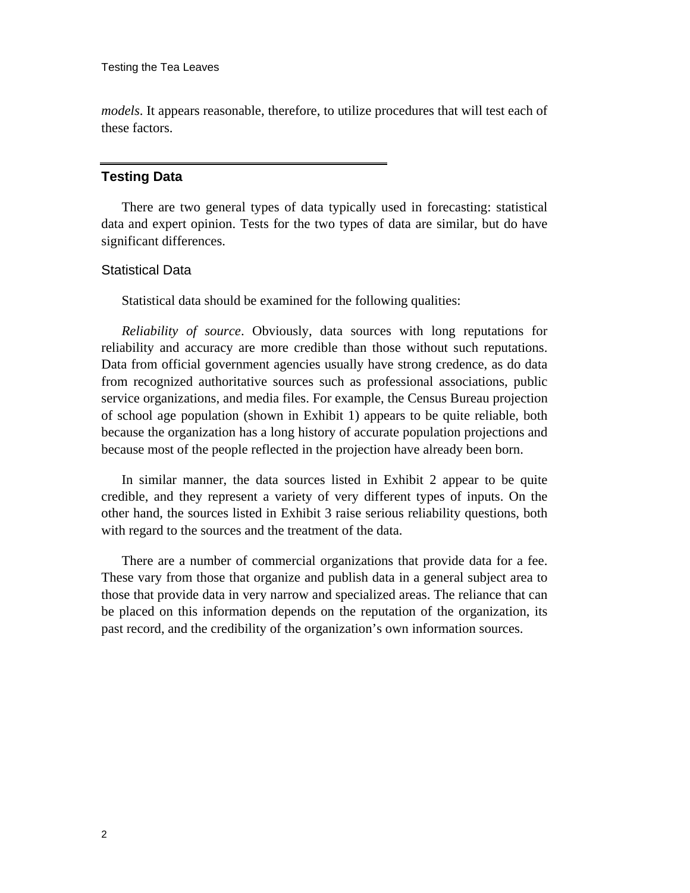*models*. It appears reasonable, therefore, to utilize procedures that will test each of these factors.

## Testing Data

There are two general types of data typically used in forecasting: statistical data and expert opinion. Tests for the two types of data are similar, but do have significant differences.

### Statistical Data

Statistical data should be examined for the following qualities:

*Reliability of source*. Obviously, data sources with long reputations for reliability and accuracy are more credible than those without such reputations. Data from official government agencies usually have strong credence, as do data from recognized authoritative sources such as professional associations, public service organizations, and media files. For example, the Census Bureau projection of school age population (shown in Exhibit 1) appears to be quite reliable, both because the organization has a long history of accurate population projections and because most of the people reflected in the projection have already been born.

In similar manner, the data sources listed in Exhibit 2 appear to be quite credible, and they represent a variety of very different types of inputs. On the other hand, the sources listed in Exhibit 3 raise serious reliability questions, both with regard to the sources and the treatment of the data.

There are a number of commercial organizations that provide data for a fee. These vary from those that organize and publish data in a general subject area to those that provide data in very narrow and specialized areas. The reliance that can be placed on this information depends on the reputation of the organization, its past record, and the credibility of the organization's own information sources.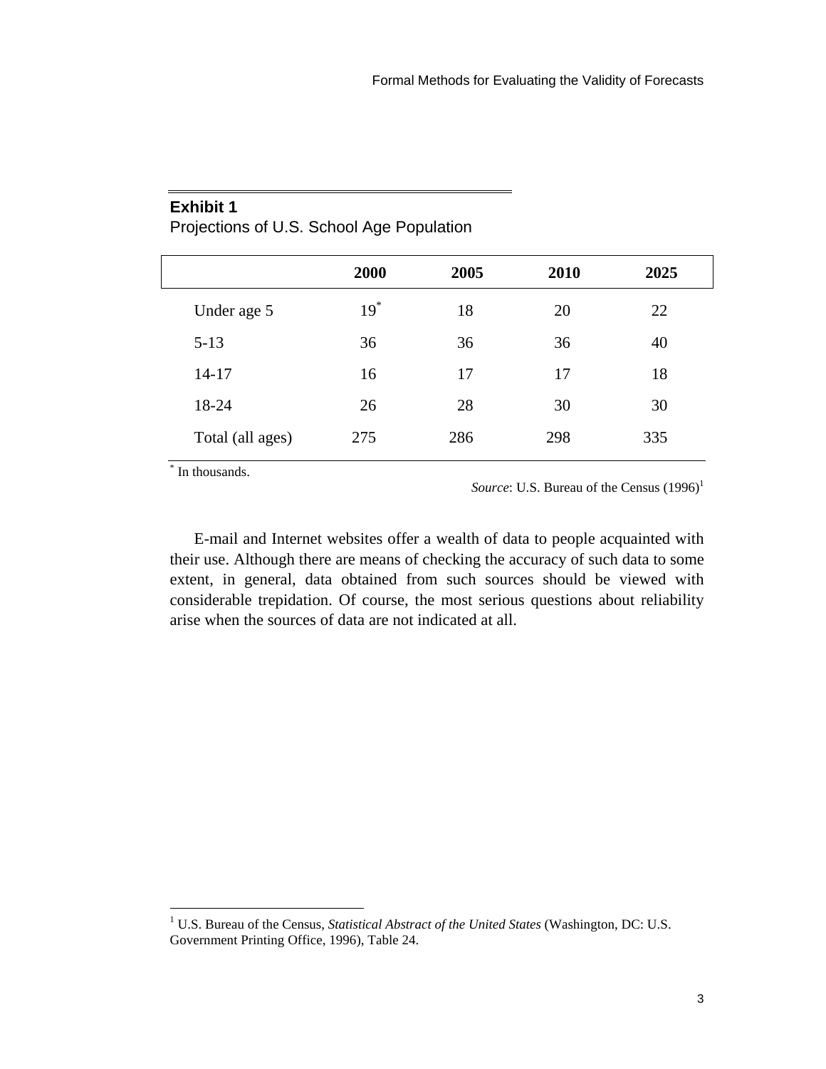**Exhibit 1**
Projections of U.S. School Age Population

| | 2000 | 2005 | 2010 | 2025 |
|---|---|---|---|---|
| Under age 5 | 19* | 18 | 20 | 22 |
| 5-13 | 36 | 36 | 36 | 40 |
| 14-17 | 16 | 17 | 17 | 18 |
| 18-24 | 26 | 28 | 30 | 30 |
| Total (all ages) | 275 | 286 | 298 | 335 |

* In thousands.

*Source*: U.S. Bureau of the Census (1996)[1]

E-mail and Internet websites offer a wealth of data to people acquainted with their use. Although there are means of checking the accuracy of such data to some extent, in general, data obtained from such sources should be viewed with considerable trepidation. Of course, the most serious questions about reliability arise when the sources of data are not indicated at all.

---

[1] U.S. Bureau of the Census, *Statistical Abstract of the United States* (Washington, DC: U.S. Government Printing Office, 1996), Table 24.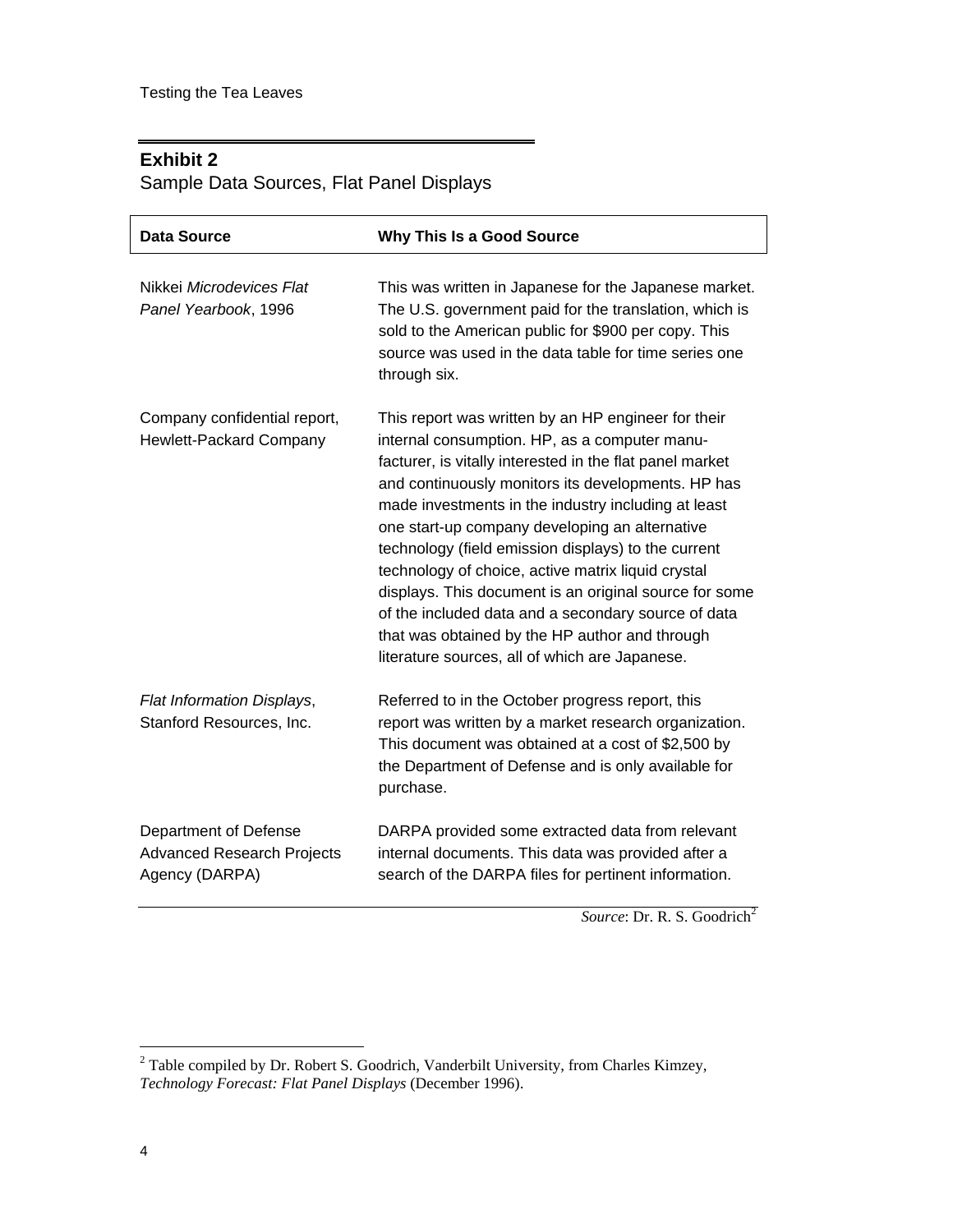## Exhibit 2

Sample Data Sources, Flat Panel Displays

| Data Source | Why This Is a Good Source |
| --- | --- |
| Nikkei *Microdevices Flat Panel Yearbook*, 1996 | This was written in Japanese for the Japanese market. The U.S. government paid for the translation, which is sold to the American public for $900 per copy. This source was used in the data table for time series one through six. |
| Company confidential report, Hewlett-Packard Company | This report was written by an HP engineer for their internal consumption. HP, as a computer manufacturer, is vitally interested in the flat panel market and continuously monitors its developments. HP has made investments in the industry including at least one start-up company developing an alternative technology (field emission displays) to the current technology of choice, active matrix liquid crystal displays. This document is an original source for some of the included data and a secondary source of data that was obtained by the HP author and through literature sources, all of which are Japanese. |
| *Flat Information Displays*, Stanford Resources, Inc. | Referred to in the October progress report, this report was written by a market research organization. This document was obtained at a cost of $2,500 by the Department of Defense and is only available for purchase. |
| Department of Defense Advanced Research Projects Agency (DARPA) | DARPA provided some extracted data from relevant internal documents. This data was provided after a search of the DARPA files for pertinent information. |

*Source*: Dr. R. S. Goodrich[2]

[2] Table compiled by Dr. Robert S. Goodrich, Vanderbilt University, from Charles Kimzey, *Technology Forecast: Flat Panel Displays* (December 1996).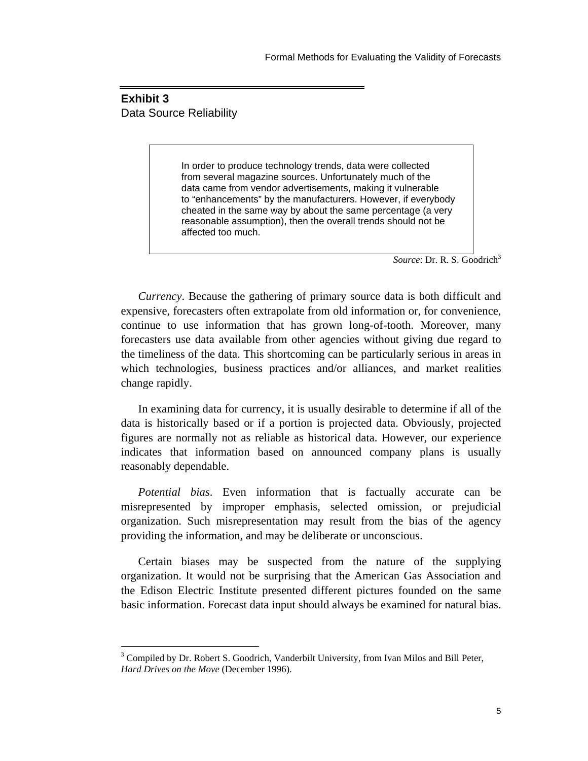**Exhibit 3**
Data Source Reliability

> In order to produce technology trends, data were collected from several magazine sources. Unfortunately much of the data came from vendor advertisements, making it vulnerable to "enhancements" by the manufacturers. However, if everybody cheated in the same way by about the same percentage (a very reasonable assumption), then the overall trends should not be affected too much.

*Source*: Dr. R. S. Goodrich[3]

*Currency*. Because the gathering of primary source data is both difficult and expensive, forecasters often extrapolate from old information or, for convenience, continue to use information that has grown long-of-tooth. Moreover, many forecasters use data available from other agencies without giving due regard to the timeliness of the data. This shortcoming can be particularly serious in areas in which technologies, business practices and/or alliances, and market realities change rapidly.

In examining data for currency, it is usually desirable to determine if all of the data is historically based or if a portion is projected data. Obviously, projected figures are normally not as reliable as historical data. However, our experience indicates that information based on announced company plans is usually reasonably dependable.

*Potential bias*. Even information that is factually accurate can be misrepresented by improper emphasis, selected omission, or prejudicial organization. Such misrepresentation may result from the bias of the agency providing the information, and may be deliberate or unconscious.

Certain biases may be suspected from the nature of the supplying organization. It would not be surprising that the American Gas Association and the Edison Electric Institute presented different pictures founded on the same basic information. Forecast data input should always be examined for natural bias.

---

[3] Compiled by Dr. Robert S. Goodrich, Vanderbilt University, from Ivan Milos and Bill Peter, *Hard Drives on the Move* (December 1996).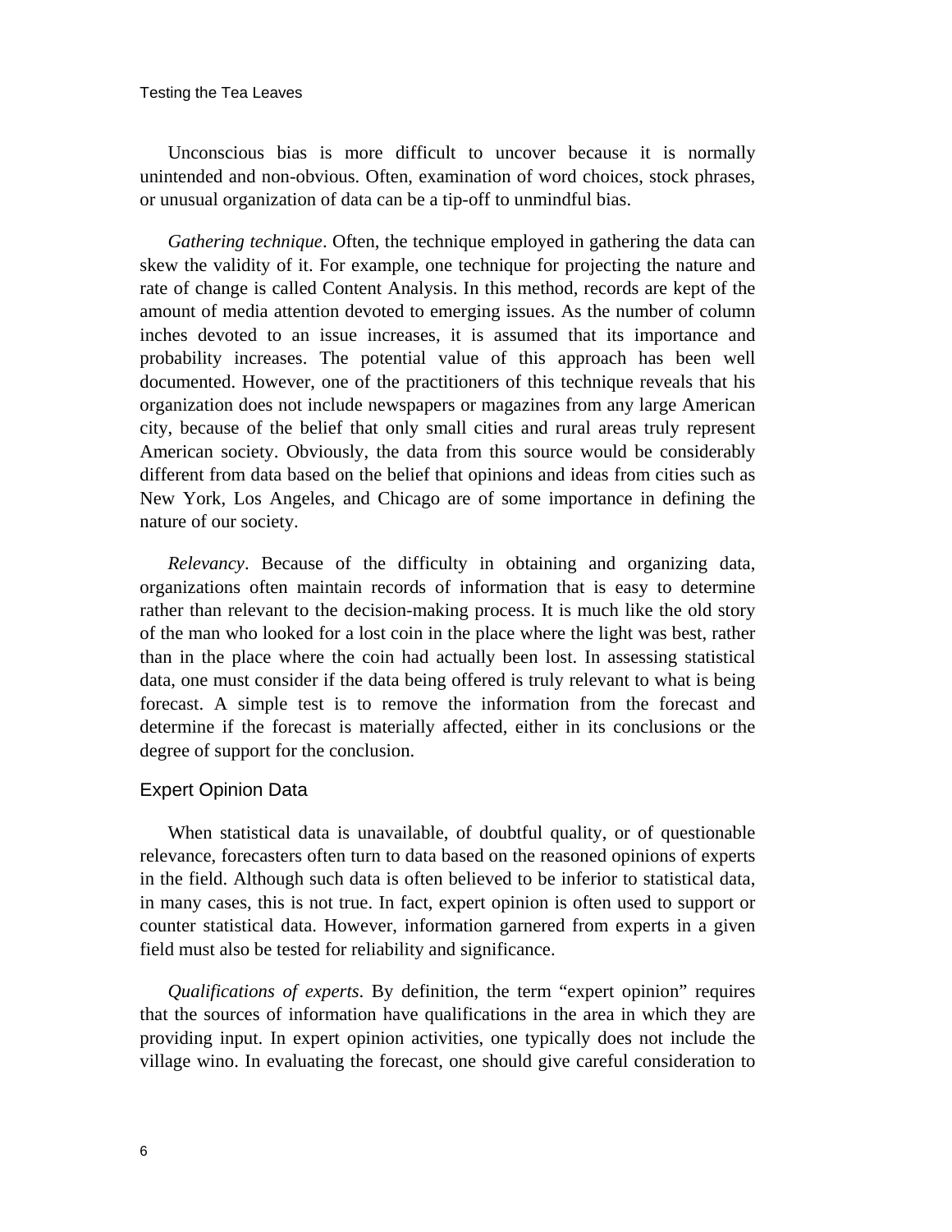Unconscious bias is more difficult to uncover because it is normally unintended and non-obvious. Often, examination of word choices, stock phrases, or unusual organization of data can be a tip-off to unmindful bias.

*Gathering technique*. Often, the technique employed in gathering the data can skew the validity of it. For example, one technique for projecting the nature and rate of change is called Content Analysis. In this method, records are kept of the amount of media attention devoted to emerging issues. As the number of column inches devoted to an issue increases, it is assumed that its importance and probability increases. The potential value of this approach has been well documented. However, one of the practitioners of this technique reveals that his organization does not include newspapers or magazines from any large American city, because of the belief that only small cities and rural areas truly represent American society. Obviously, the data from this source would be considerably different from data based on the belief that opinions and ideas from cities such as New York, Los Angeles, and Chicago are of some importance in defining the nature of our society.

*Relevancy*. Because of the difficulty in obtaining and organizing data, organizations often maintain records of information that is easy to determine rather than relevant to the decision-making process. It is much like the old story of the man who looked for a lost coin in the place where the light was best, rather than in the place where the coin had actually been lost. In assessing statistical data, one must consider if the data being offered is truly relevant to what is being forecast. A simple test is to remove the information from the forecast and determine if the forecast is materially affected, either in its conclusions or the degree of support for the conclusion.

## Expert Opinion Data

When statistical data is unavailable, of doubtful quality, or of questionable relevance, forecasters often turn to data based on the reasoned opinions of experts in the field. Although such data is often believed to be inferior to statistical data, in many cases, this is not true. In fact, expert opinion is often used to support or counter statistical data. However, information garnered from experts in a given field must also be tested for reliability and significance.

*Qualifications of experts*. By definition, the term "expert opinion" requires that the sources of information have qualifications in the area in which they are providing input. In expert opinion activities, one typically does not include the village wino. In evaluating the forecast, one should give careful consideration to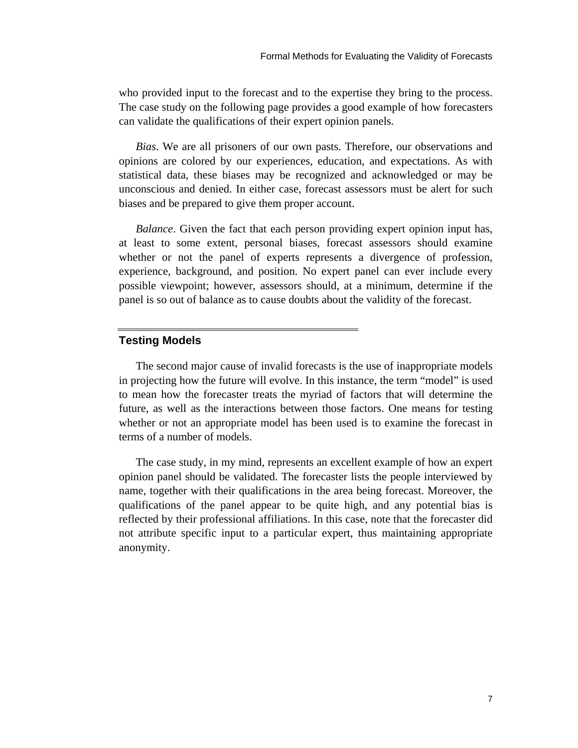who provided input to the forecast and to the expertise they bring to the process. The case study on the following page provides a good example of how forecasters can validate the qualifications of their expert opinion panels.

*Bias*. We are all prisoners of our own pasts. Therefore, our observations and opinions are colored by our experiences, education, and expectations. As with statistical data, these biases may be recognized and acknowledged or may be unconscious and denied. In either case, forecast assessors must be alert for such biases and be prepared to give them proper account.

*Balance*. Given the fact that each person providing expert opinion input has, at least to some extent, personal biases, forecast assessors should examine whether or not the panel of experts represents a divergence of profession, experience, background, and position. No expert panel can ever include every possible viewpoint; however, assessors should, at a minimum, determine if the panel is so out of balance as to cause doubts about the validity of the forecast.

## Testing Models

The second major cause of invalid forecasts is the use of inappropriate models in projecting how the future will evolve. In this instance, the term "model" is used to mean how the forecaster treats the myriad of factors that will determine the future, as well as the interactions between those factors. One means for testing whether or not an appropriate model has been used is to examine the forecast in terms of a number of models.

The case study, in my mind, represents an excellent example of how an expert opinion panel should be validated. The forecaster lists the people interviewed by name, together with their qualifications in the area being forecast. Moreover, the qualifications of the panel appear to be quite high, and any potential bias is reflected by their professional affiliations. In this case, note that the forecaster did not attribute specific input to a particular expert, thus maintaining appropriate anonymity.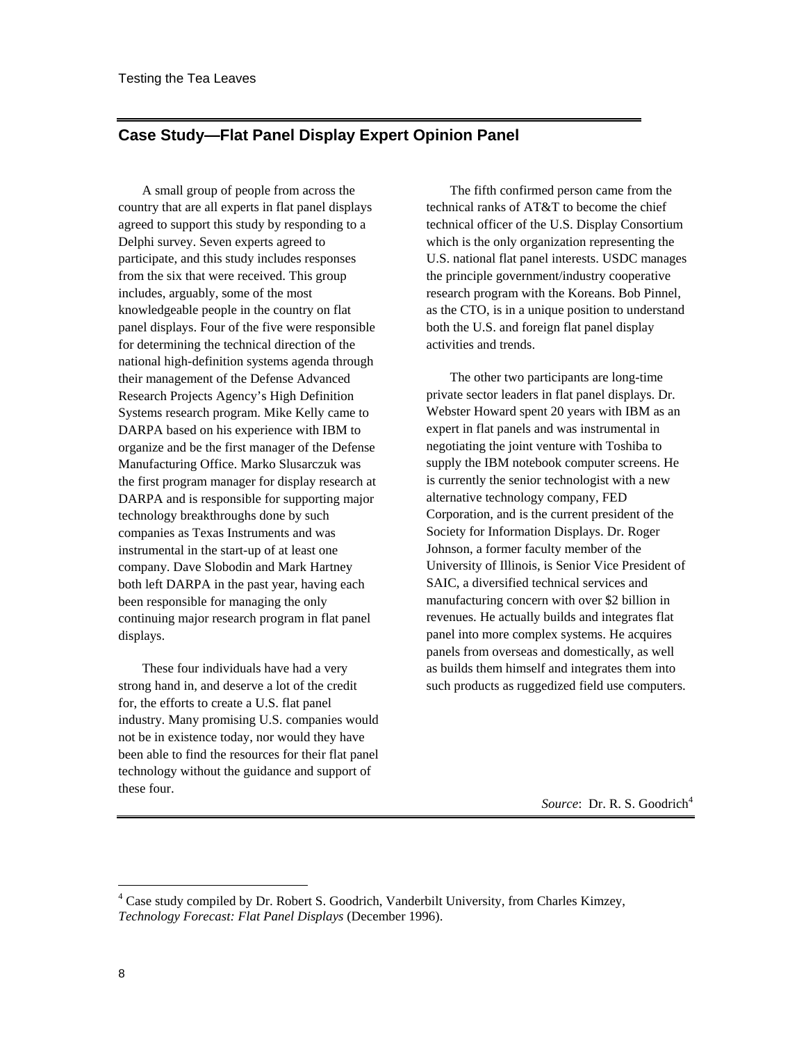## Case Study—Flat Panel Display Expert Opinion Panel

A small group of people from across the country that are all experts in flat panel displays agreed to support this study by responding to a Delphi survey. Seven experts agreed to participate, and this study includes responses from the six that were received. This group includes, arguably, some of the most knowledgeable people in the country on flat panel displays. Four of the five were responsible for determining the technical direction of the national high-definition systems agenda through their management of the Defense Advanced Research Projects Agency's High Definition Systems research program. Mike Kelly came to DARPA based on his experience with IBM to organize and be the first manager of the Defense Manufacturing Office. Marko Slusarczuk was the first program manager for display research at DARPA and is responsible for supporting major technology breakthroughs done by such companies as Texas Instruments and was instrumental in the start-up of at least one company. Dave Slobodin and Mark Hartney both left DARPA in the past year, having each been responsible for managing the only continuing major research program in flat panel displays.

These four individuals have had a very strong hand in, and deserve a lot of the credit for, the efforts to create a U.S. flat panel industry. Many promising U.S. companies would not be in existence today, nor would they have been able to find the resources for their flat panel technology without the guidance and support of these four.

The fifth confirmed person came from the technical ranks of AT&T to become the chief technical officer of the U.S. Display Consortium which is the only organization representing the U.S. national flat panel interests. USDC manages the principle government/industry cooperative research program with the Koreans. Bob Pinnel, as the CTO, is in a unique position to understand both the U.S. and foreign flat panel display activities and trends.

The other two participants are long-time private sector leaders in flat panel displays. Dr. Webster Howard spent 20 years with IBM as an expert in flat panels and was instrumental in negotiating the joint venture with Toshiba to supply the IBM notebook computer screens. He is currently the senior technologist with a new alternative technology company, FED Corporation, and is the current president of the Society for Information Displays. Dr. Roger Johnson, a former faculty member of the University of Illinois, is Senior Vice President of SAIC, a diversified technical services and manufacturing concern with over $2 billion in revenues. He actually builds and integrates flat panel into more complex systems. He acquires panels from overseas and domestically, as well as builds them himself and integrates them into such products as ruggedized field use computers.

*Source*: Dr. R. S. Goodrich[4]

---

[4] Case study compiled by Dr. Robert S. Goodrich, Vanderbilt University, from Charles Kimzey, *Technology Forecast: Flat Panel Displays* (December 1996).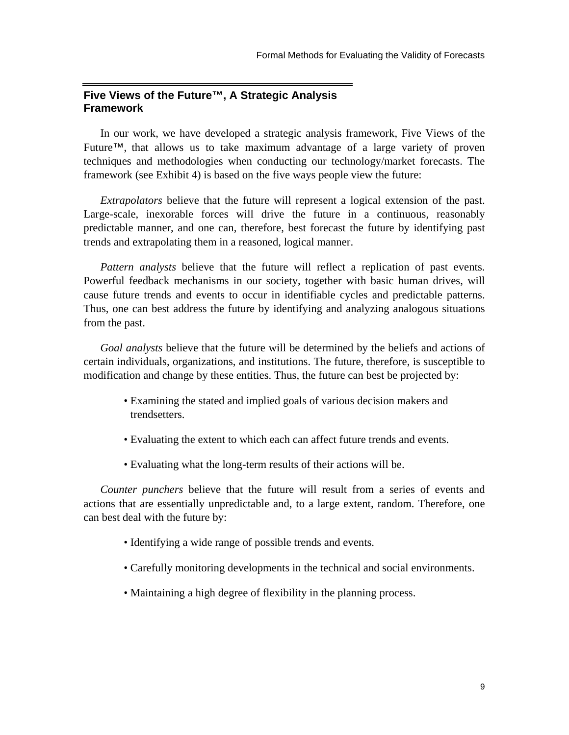## Five Views of the Future™, A Strategic Analysis Framework

In our work, we have developed a strategic analysis framework, Five Views of the Future™, that allows us to take maximum advantage of a large variety of proven techniques and methodologies when conducting our technology/market forecasts. The framework (see Exhibit 4) is based on the five ways people view the future:

*Extrapolators* believe that the future will represent a logical extension of the past. Large-scale, inexorable forces will drive the future in a continuous, reasonably predictable manner, and one can, therefore, best forecast the future by identifying past trends and extrapolating them in a reasoned, logical manner.

*Pattern analysts* believe that the future will reflect a replication of past events. Powerful feedback mechanisms in our society, together with basic human drives, will cause future trends and events to occur in identifiable cycles and predictable patterns. Thus, one can best address the future by identifying and analyzing analogous situations from the past.

*Goal analysts* believe that the future will be determined by the beliefs and actions of certain individuals, organizations, and institutions. The future, therefore, is susceptible to modification and change by these entities. Thus, the future can best be projected by:

- Examining the stated and implied goals of various decision makers and trendsetters.
- Evaluating the extent to which each can affect future trends and events.
- Evaluating what the long-term results of their actions will be.

*Counter punchers* believe that the future will result from a series of events and actions that are essentially unpredictable and, to a large extent, random. Therefore, one can best deal with the future by:

- Identifying a wide range of possible trends and events.
- Carefully monitoring developments in the technical and social environments.
- Maintaining a high degree of flexibility in the planning process.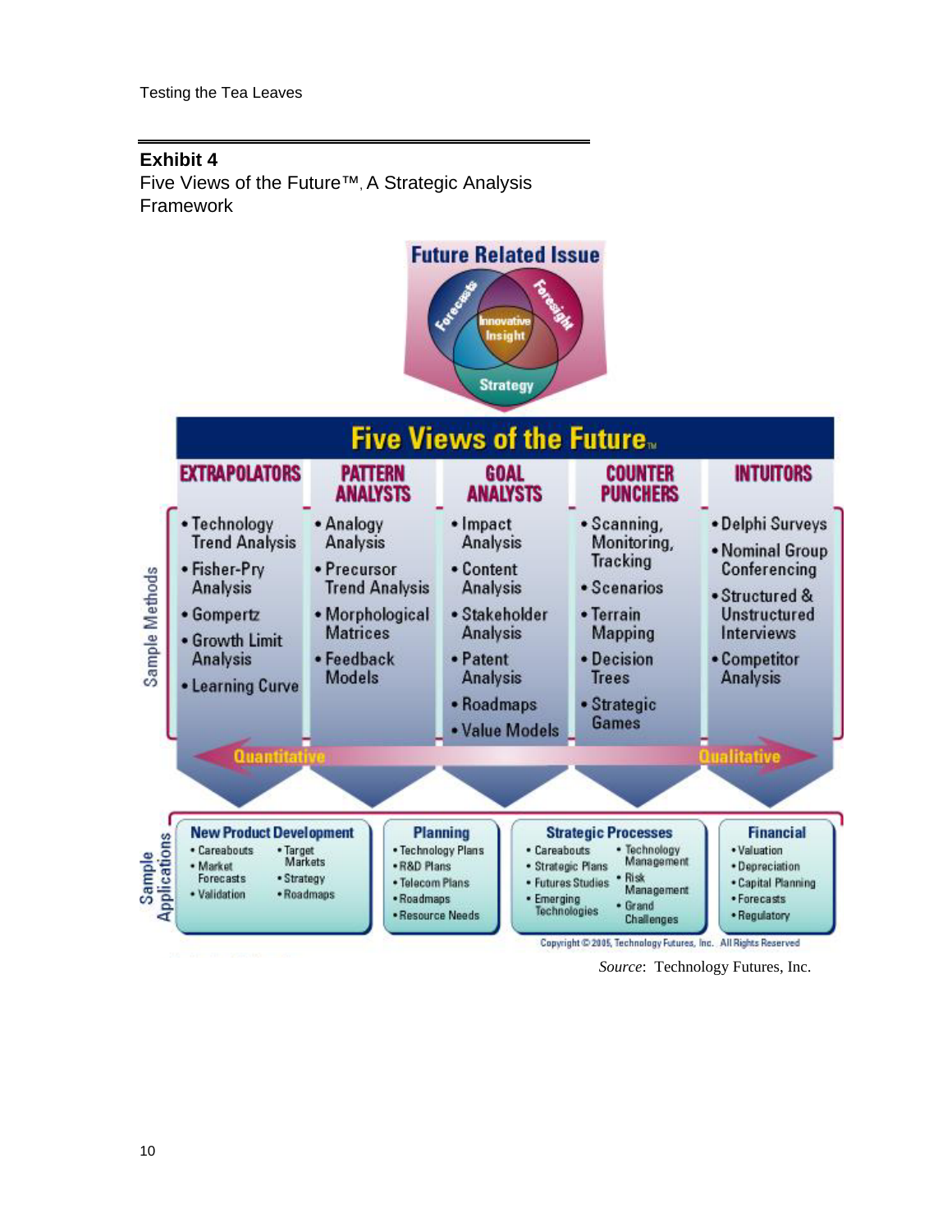**Exhibit 4**

Five Views of the Future™, A Strategic Analysis Framework

**Future Related Issue**

Forecasts — Foresight — Innovative Insight — Strategy

**Five Views of the Future™**

**Sample Methods**

| EXTRAPOLATORS | PATTERN ANALYSTS | GOAL ANALYSTS | COUNTER PUNCHERS | INTUITORS |
|---|---|---|---|---|
| • Technology Trend Analysis<br>• Fisher-Pry Analysis<br>• Gompertz<br>• Growth Limit Analysis<br>• Learning Curve | • Analogy Analysis<br>• Precursor Trend Analysis<br>• Morphological Matrices<br>• Feedback Models | • Impact Analysis<br>• Content Analysis<br>• Stakeholder Analysis<br>• Patent Analysis<br>• Roadmaps<br>• Value Models | • Scanning, Monitoring, Tracking<br>• Scenarios<br>• Terrain Mapping<br>• Decision Trees<br>• Strategic Games | • Delphi Surveys<br>• Nominal Group Conferencing<br>• Structured & Unstructured Interviews<br>• Competitor Analysis |

Quantitative ⟷ Qualitative

**Sample Applications**

| New Product Development | Planning | Strategic Processes | Financial |
|---|---|---|---|
| • Careabouts<br>• Market Forecasts<br>• Validation<br>• Target Markets<br>• Strategy<br>• Roadmaps | • Technology Plans<br>• R&D Plans<br>• Telecom Plans<br>• Roadmaps<br>• Resource Needs | • Careabouts<br>• Strategic Plans<br>• Futures Studies<br>• Emerging Technologies<br>• Technology Management<br>• Risk Management<br>• Grand Challenges | • Valuation<br>• Depreciation<br>• Capital Planning<br>• Forecasts<br>• Regulatory |

Copyright © 2005, Technology Futures, Inc. All Rights Reserved

*Source*: Technology Futures, Inc.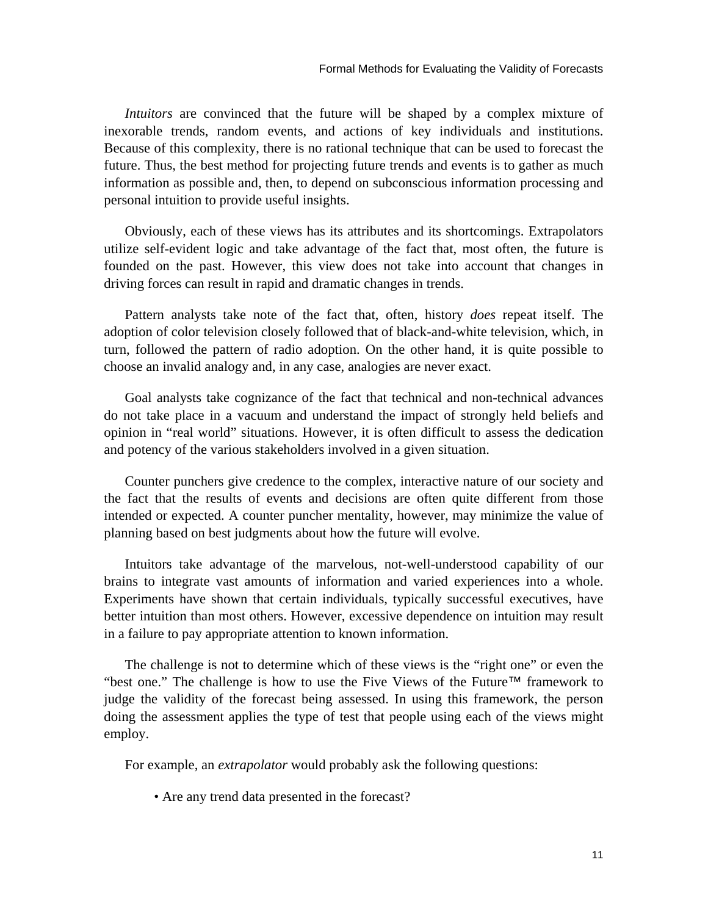*Intuitors* are convinced that the future will be shaped by a complex mixture of inexorable trends, random events, and actions of key individuals and institutions. Because of this complexity, there is no rational technique that can be used to forecast the future. Thus, the best method for projecting future trends and events is to gather as much information as possible and, then, to depend on subconscious information processing and personal intuition to provide useful insights.

Obviously, each of these views has its attributes and its shortcomings. Extrapolators utilize self-evident logic and take advantage of the fact that, most often, the future is founded on the past. However, this view does not take into account that changes in driving forces can result in rapid and dramatic changes in trends.

Pattern analysts take note of the fact that, often, history *does* repeat itself. The adoption of color television closely followed that of black-and-white television, which, in turn, followed the pattern of radio adoption. On the other hand, it is quite possible to choose an invalid analogy and, in any case, analogies are never exact.

Goal analysts take cognizance of the fact that technical and non-technical advances do not take place in a vacuum and understand the impact of strongly held beliefs and opinion in "real world" situations. However, it is often difficult to assess the dedication and potency of the various stakeholders involved in a given situation.

Counter punchers give credence to the complex, interactive nature of our society and the fact that the results of events and decisions are often quite different from those intended or expected. A counter puncher mentality, however, may minimize the value of planning based on best judgments about how the future will evolve.

Intuitors take advantage of the marvelous, not-well-understood capability of our brains to integrate vast amounts of information and varied experiences into a whole. Experiments have shown that certain individuals, typically successful executives, have better intuition than most others. However, excessive dependence on intuition may result in a failure to pay appropriate attention to known information.

The challenge is not to determine which of these views is the "right one" or even the "best one." The challenge is how to use the Five Views of the Future™ framework to judge the validity of the forecast being assessed. In using this framework, the person doing the assessment applies the type of test that people using each of the views might employ.

For example, an *extrapolator* would probably ask the following questions:

- Are any trend data presented in the forecast?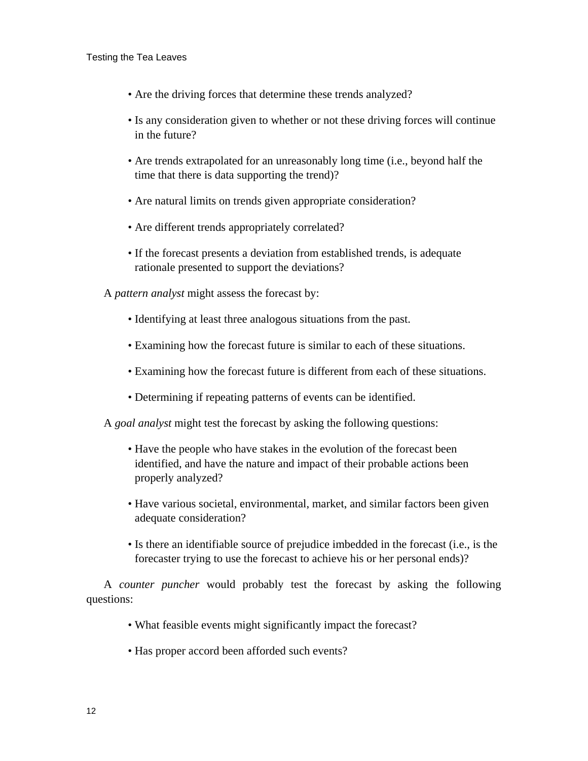- Are the driving forces that determine these trends analyzed?
- Is any consideration given to whether or not these driving forces will continue in the future?
- Are trends extrapolated for an unreasonably long time (i.e., beyond half the time that there is data supporting the trend)?
- Are natural limits on trends given appropriate consideration?
- Are different trends appropriately correlated?
- If the forecast presents a deviation from established trends, is adequate rationale presented to support the deviations?

A *pattern analyst* might assess the forecast by:

- Identifying at least three analogous situations from the past.
- Examining how the forecast future is similar to each of these situations.
- Examining how the forecast future is different from each of these situations.
- Determining if repeating patterns of events can be identified.

A *goal analyst* might test the forecast by asking the following questions:

- Have the people who have stakes in the evolution of the forecast been identified, and have the nature and impact of their probable actions been properly analyzed?
- Have various societal, environmental, market, and similar factors been given adequate consideration?
- Is there an identifiable source of prejudice imbedded in the forecast (i.e., is the forecaster trying to use the forecast to achieve his or her personal ends)?

A *counter puncher* would probably test the forecast by asking the following questions:

- What feasible events might significantly impact the forecast?
- Has proper accord been afforded such events?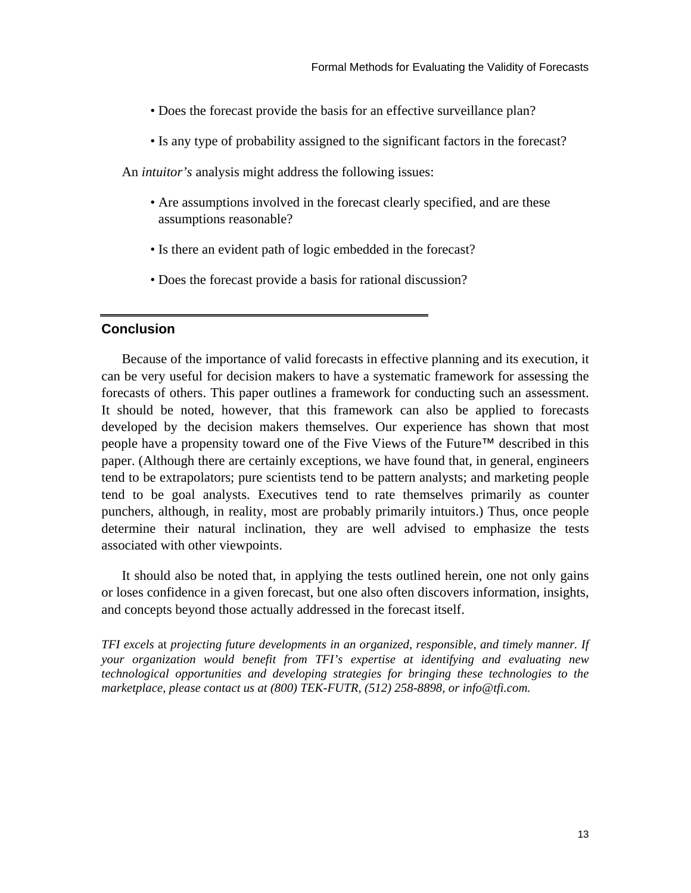- Does the forecast provide the basis for an effective surveillance plan?
- Is any type of probability assigned to the significant factors in the forecast?

An *intuitor's* analysis might address the following issues:

- Are assumptions involved in the forecast clearly specified, and are these assumptions reasonable?
- Is there an evident path of logic embedded in the forecast?
- Does the forecast provide a basis for rational discussion?

## Conclusion

Because of the importance of valid forecasts in effective planning and its execution, it can be very useful for decision makers to have a systematic framework for assessing the forecasts of others. This paper outlines a framework for conducting such an assessment. It should be noted, however, that this framework can also be applied to forecasts developed by the decision makers themselves. Our experience has shown that most people have a propensity toward one of the Five Views of the Future™ described in this paper. (Although there are certainly exceptions, we have found that, in general, engineers tend to be extrapolators; pure scientists tend to be pattern analysts; and marketing people tend to be goal analysts. Executives tend to rate themselves primarily as counter punchers, although, in reality, most are probably primarily intuitors.) Thus, once people determine their natural inclination, they are well advised to emphasize the tests associated with other viewpoints.

It should also be noted that, in applying the tests outlined herein, one not only gains or loses confidence in a given forecast, but one also often discovers information, insights, and concepts beyond those actually addressed in the forecast itself.

*TFI excels* at *projecting future developments in an organized, responsible, and timely manner. If your organization would benefit from TFI's expertise at identifying and evaluating new technological opportunities and developing strategies for bringing these technologies to the marketplace, please contact us at (800) TEK-FUTR, (512) 258-8898, or info@tfi.com.*